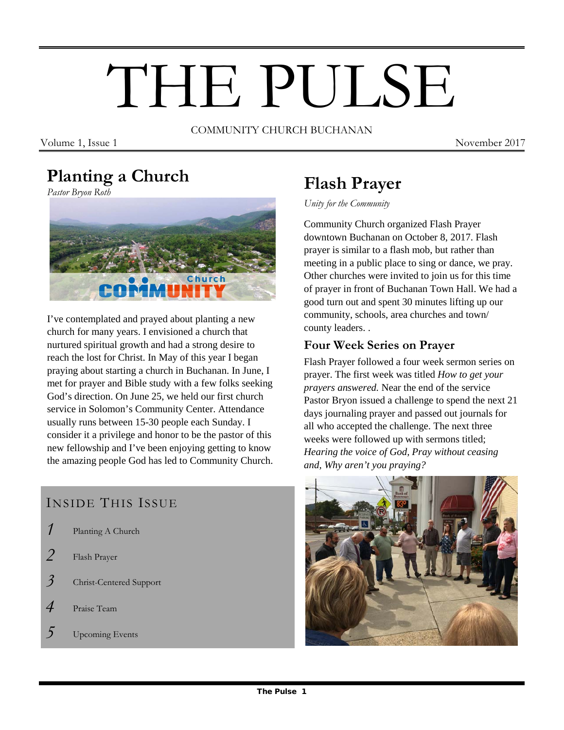# THE PULSE

COMMUNITY CHURCH BUCHANAN

Volume 1, Issue 1 — November 2017

## Planting a Church

*Pastor Bryon Roth*

I've contemplated and prayed about planting a new church for many years. I envisioned a church that nurtured spiritual growth and had a strong desire to reach the lost for Christ. In May of this year I began praying about starting a church in Buchanan. In June, I met for prayer and Bible study with a few folks seeking God's direction. On June 25, we held our first church service in Solomon's Community Center. Attendance usually runs between 15-30 people each Sunday. I consider it a privilege and honor to be the pastor of this new fellowship and I've been enjoying getting to know the amazing people God has led to Community Church.

### Inside This Issue

1. Planting A Church
2. Flash Prayer
3. Christ-Centered Support
4. Praise Team
5. Upcoming Events

## Flash Prayer

*Unity for the Community*

Community Church organized Flash Prayer downtown Buchanan on October 8, 2017. Flash prayer is similar to a flash mob, but rather than meeting in a public place to sing or dance, we pray. Other churches were invited to join us for this time of prayer in front of Buchanan Town Hall. We had a good turn out and spent 30 minutes lifting up our community, schools, area churches and town/ county leaders. .

### Four Week Series on Prayer

Flash Prayer followed a four week sermon series on prayer. The first week was titled *How to get your prayers answered.* Near the end of the service Pastor Bryon issued a challenge to spend the next 21 days journaling prayer and passed out journals for all who accepted the challenge. The next three weeks were followed up with sermons titled; *Hearing the voice of God, Pray without ceasing* and, *Why aren't you praying?*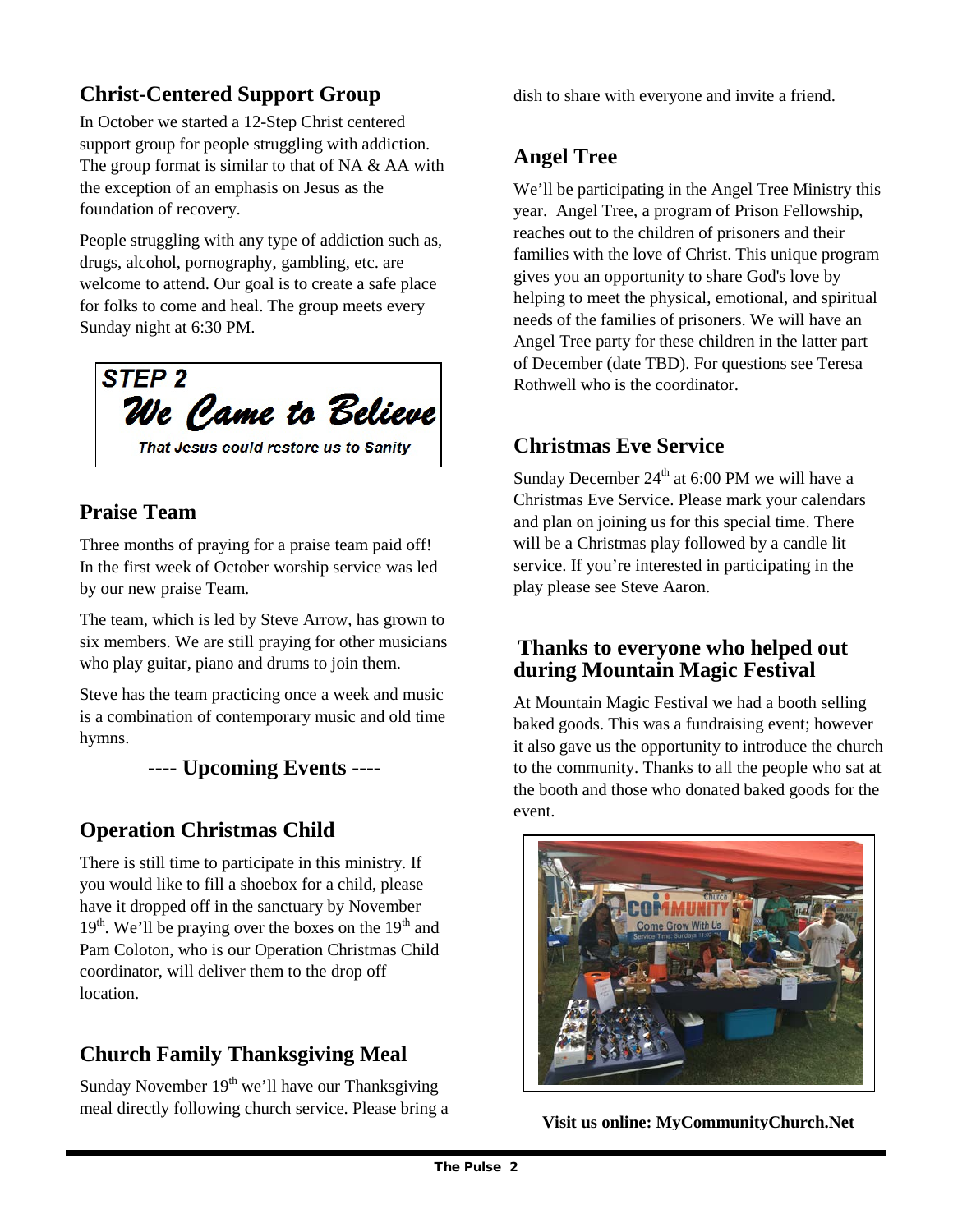## Christ-Centered Support Group

In October we started a 12-Step Christ centered support group for people struggling with addiction. The group format is similar to that of NA & AA with the exception of an emphasis on Jesus as the foundation of recovery.

People struggling with any type of addiction such as, drugs, alcohol, pornography, gambling, etc. are welcome to attend. Our goal is to create a safe place for folks to come and heal. The group meets every Sunday night at 6:30 PM.

**STEP 2**

***We Came to Believe***

*That Jesus could restore us to Sanity*

## Praise Team

Three months of praying for a praise team paid off! In the first week of October worship service was led by our new praise Team.

The team, which is led by Steve Arrow, has grown to six members. We are still praying for other musicians who play guitar, piano and drums to join them.

Steve has the team practicing once a week and music is a combination of contemporary music and old time hymns.

## ---- Upcoming Events ----

## Operation Christmas Child

There is still time to participate in this ministry. If you would like to fill a shoebox for a child, please have it dropped off in the sanctuary by November 19th. We'll be praying over the boxes on the 19th and Pam Coloton, who is our Operation Christmas Child coordinator, will deliver them to the drop off location.

## Church Family Thanksgiving Meal

Sunday November 19th we'll have our Thanksgiving meal directly following church service. Please bring a dish to share with everyone and invite a friend.

## Angel Tree

We'll be participating in the Angel Tree Ministry this year. Angel Tree, a program of Prison Fellowship, reaches out to the children of prisoners and their families with the love of Christ. This unique program gives you an opportunity to share God's love by helping to meet the physical, emotional, and spiritual needs of the families of prisoners. We will have an Angel Tree party for these children in the latter part of December (date TBD). For questions see Teresa Rothwell who is the coordinator.

## Christmas Eve Service

Sunday December 24th at 6:00 PM we will have a Christmas Eve Service. Please mark your calendars and plan on joining us for this special time. There will be a Christmas play followed by a candle lit service. If you're interested in participating in the play please see Steve Aaron.

---

## Thanks to everyone who helped out during Mountain Magic Festival

At Mountain Magic Festival we had a booth selling baked goods. This was a fundraising event; however it also gave us the opportunity to introduce the church to the community. Thanks to all the people who sat at the booth and those who donated baked goods for the event.

**Visit us online: MyCommunityChurch.Net**